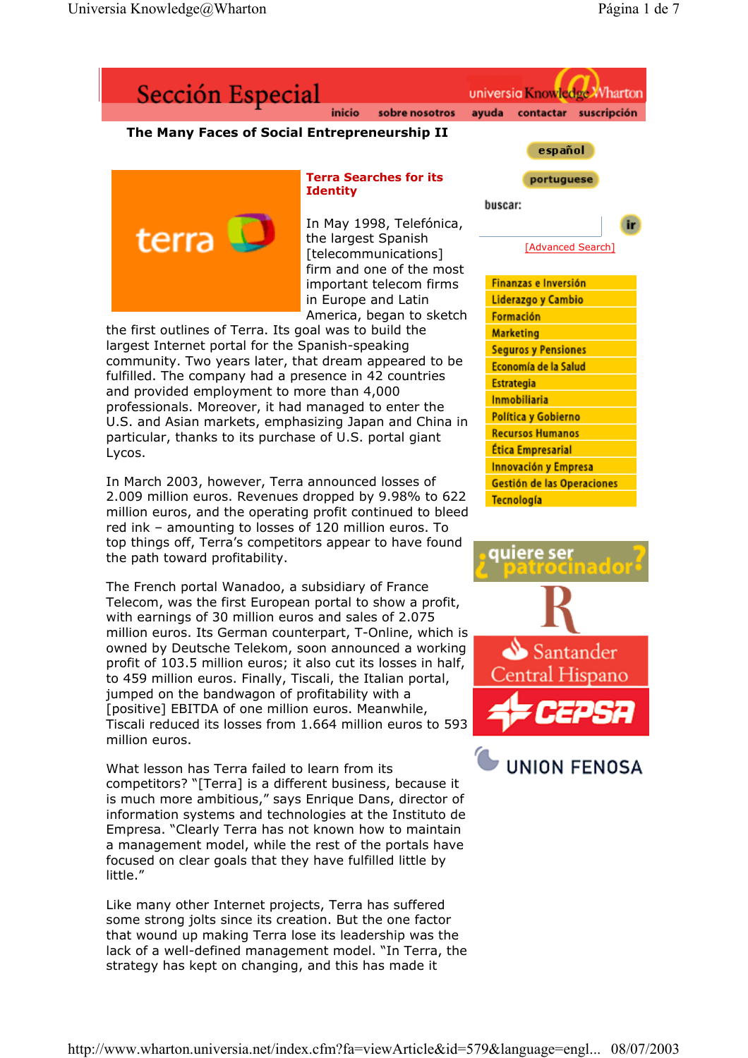Sección Especial

inicio | sobre nosotros | ayuda | contactar | suscripción

# The Many Faces of Social Entrepreneurship II

español

portuguese

buscar:

ir

[Advanced Search]

- Finanzas e Inversión
- Liderazgo y Cambio
- Formación
- Marketing
- Seguros y Pensiones
- Economía de la Salud
- Estrategia
- Inmobiliaria
- Política y Gobierno
- Recursos Humanos
- Ética Empresarial
- Innovación y Empresa
- Gestión de las Operaciones
- Tecnología

¿quiere ser patrocinador?

## Terra Searches for its Identity

In May 1998, Telefónica, the largest Spanish [telecommunications] firm and one of the most important telecom firms in Europe and Latin America, began to sketch the first outlines of Terra. Its goal was to build the largest Internet portal for the Spanish-speaking community. Two years later, that dream appeared to be fulfilled. The company had a presence in 42 countries and provided employment to more than 4,000 professionals. Moreover, it had managed to enter the U.S. and Asian markets, emphasizing Japan and China in particular, thanks to its purchase of U.S. portal giant Lycos.

In March 2003, however, Terra announced losses of 2.009 million euros. Revenues dropped by 9.98% to 622 million euros, and the operating profit continued to bleed red ink – amounting to losses of 120 million euros. To top things off, Terra's competitors appear to have found the path toward profitability.

The French portal Wanadoo, a subsidiary of France Telecom, was the first European portal to show a profit, with earnings of 30 million euros and sales of 2.075 million euros. Its German counterpart, T-Online, which is owned by Deutsche Telekom, soon announced a working profit of 103.5 million euros; it also cut its losses in half, to 459 million euros. Finally, Tiscali, the Italian portal, jumped on the bandwagon of profitability with a [positive] EBITDA of one million euros. Meanwhile, Tiscali reduced its losses from 1.664 million euros to 593 million euros.

What lesson has Terra failed to learn from its competitors? "[Terra] is a different business, because it is much more ambitious," says Enrique Dans, director of information systems and technologies at the Instituto de Empresa. "Clearly Terra has not known how to maintain a management model, while the rest of the portals have focused on clear goals that they have fulfilled little by little."

Like many other Internet projects, Terra has suffered some strong jolts since its creation. But the one factor that wound up making Terra lose its leadership was the lack of a well-defined management model. "In Terra, the strategy has kept on changing, and this has made it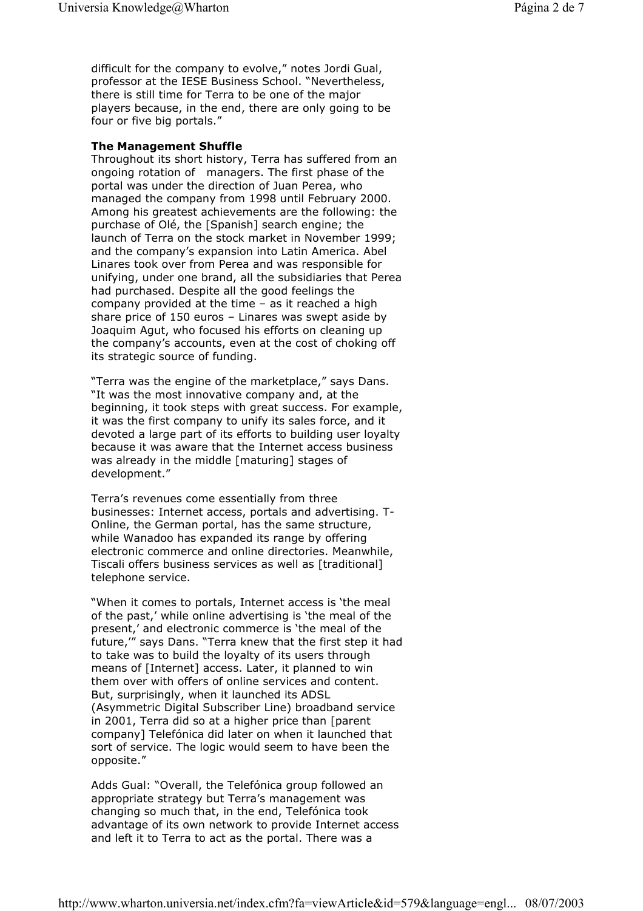difficult for the company to evolve," notes Jordi Gual, professor at the IESE Business School. "Nevertheless, there is still time for Terra to be one of the major players because, in the end, there are only going to be four or five big portals."

**The Management Shuffle**

Throughout its short history, Terra has suffered from an ongoing rotation of managers. The first phase of the portal was under the direction of Juan Perea, who managed the company from 1998 until February 2000. Among his greatest achievements are the following: the purchase of Olé, the [Spanish] search engine; the launch of Terra on the stock market in November 1999; and the company's expansion into Latin America. Abel Linares took over from Perea and was responsible for unifying, under one brand, all the subsidiaries that Perea had purchased. Despite all the good feelings the company provided at the time – as it reached a high share price of 150 euros – Linares was swept aside by Joaquim Agut, who focused his efforts on cleaning up the company's accounts, even at the cost of choking off its strategic source of funding.

"Terra was the engine of the marketplace," says Dans. "It was the most innovative company and, at the beginning, it took steps with great success. For example, it was the first company to unify its sales force, and it devoted a large part of its efforts to building user loyalty because it was aware that the Internet access business was already in the middle [maturing] stages of development."

Terra's revenues come essentially from three businesses: Internet access, portals and advertising. T-Online, the German portal, has the same structure, while Wanadoo has expanded its range by offering electronic commerce and online directories. Meanwhile, Tiscali offers business services as well as [traditional] telephone service.

"When it comes to portals, Internet access is 'the meal of the past,' while online advertising is 'the meal of the present,' and electronic commerce is 'the meal of the future,'" says Dans. "Terra knew that the first step it had to take was to build the loyalty of its users through means of [Internet] access. Later, it planned to win them over with offers of online services and content. But, surprisingly, when it launched its ADSL (Asymmetric Digital Subscriber Line) broadband service in 2001, Terra did so at a higher price than [parent company] Telefónica did later on when it launched that sort of service. The logic would seem to have been the opposite."

Adds Gual: "Overall, the Telefónica group followed an appropriate strategy but Terra's management was changing so much that, in the end, Telefónica took advantage of its own network to provide Internet access and left it to Terra to act as the portal. There was a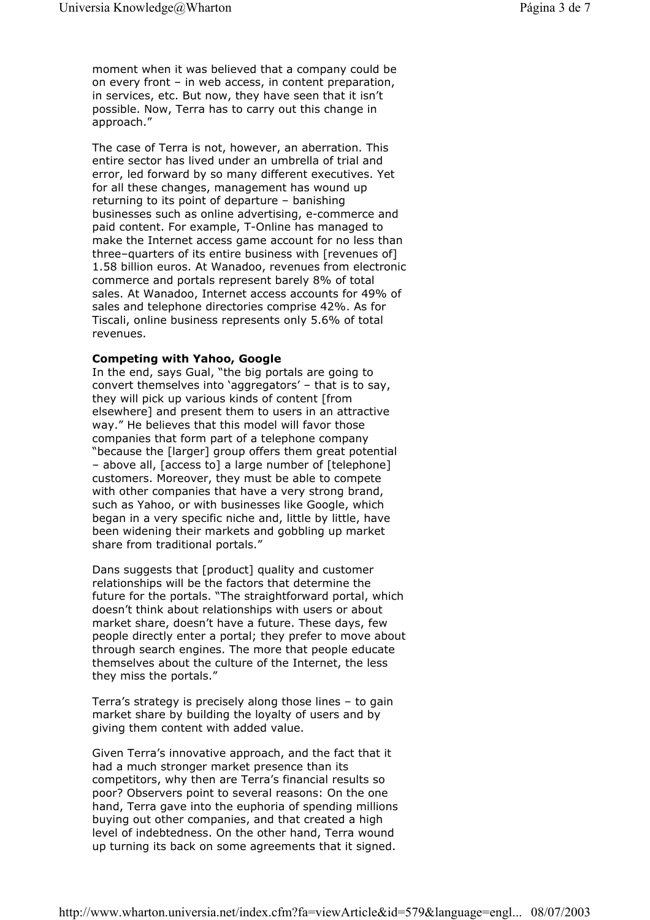moment when it was believed that a company could be on every front – in web access, in content preparation, in services, etc. But now, they have seen that it isn't possible. Now, Terra has to carry out this change in approach."

The case of Terra is not, however, an aberration. This entire sector has lived under an umbrella of trial and error, led forward by so many different executives. Yet for all these changes, management has wound up returning to its point of departure – banishing businesses such as online advertising, e-commerce and paid content. For example, T-Online has managed to make the Internet access game account for no less than three–quarters of its entire business with [revenues of] 1.58 billion euros. At Wanadoo, revenues from electronic commerce and portals represent barely 8% of total sales. At Wanadoo, Internet access accounts for 49% of sales and telephone directories comprise 42%. As for Tiscali, online business represents only 5.6% of total revenues.

**Competing with Yahoo, Google**

In the end, says Gual, "the big portals are going to convert themselves into 'aggregators' – that is to say, they will pick up various kinds of content [from elsewhere] and present them to users in an attractive way." He believes that this model will favor those companies that form part of a telephone company "because the [larger] group offers them great potential – above all, [access to] a large number of [telephone] customers. Moreover, they must be able to compete with other companies that have a very strong brand, such as Yahoo, or with businesses like Google, which began in a very specific niche and, little by little, have been widening their markets and gobbling up market share from traditional portals."

Dans suggests that [product] quality and customer relationships will be the factors that determine the future for the portals. "The straightforward portal, which doesn't think about relationships with users or about market share, doesn't have a future. These days, few people directly enter a portal; they prefer to move about through search engines. The more that people educate themselves about the culture of the Internet, the less they miss the portals."

Terra's strategy is precisely along those lines – to gain market share by building the loyalty of users and by giving them content with added value.

Given Terra's innovative approach, and the fact that it had a much stronger market presence than its competitors, why then are Terra's financial results so poor? Observers point to several reasons: On the one hand, Terra gave into the euphoria of spending millions buying out other companies, and that created a high level of indebtedness. On the other hand, Terra wound up turning its back on some agreements that it signed.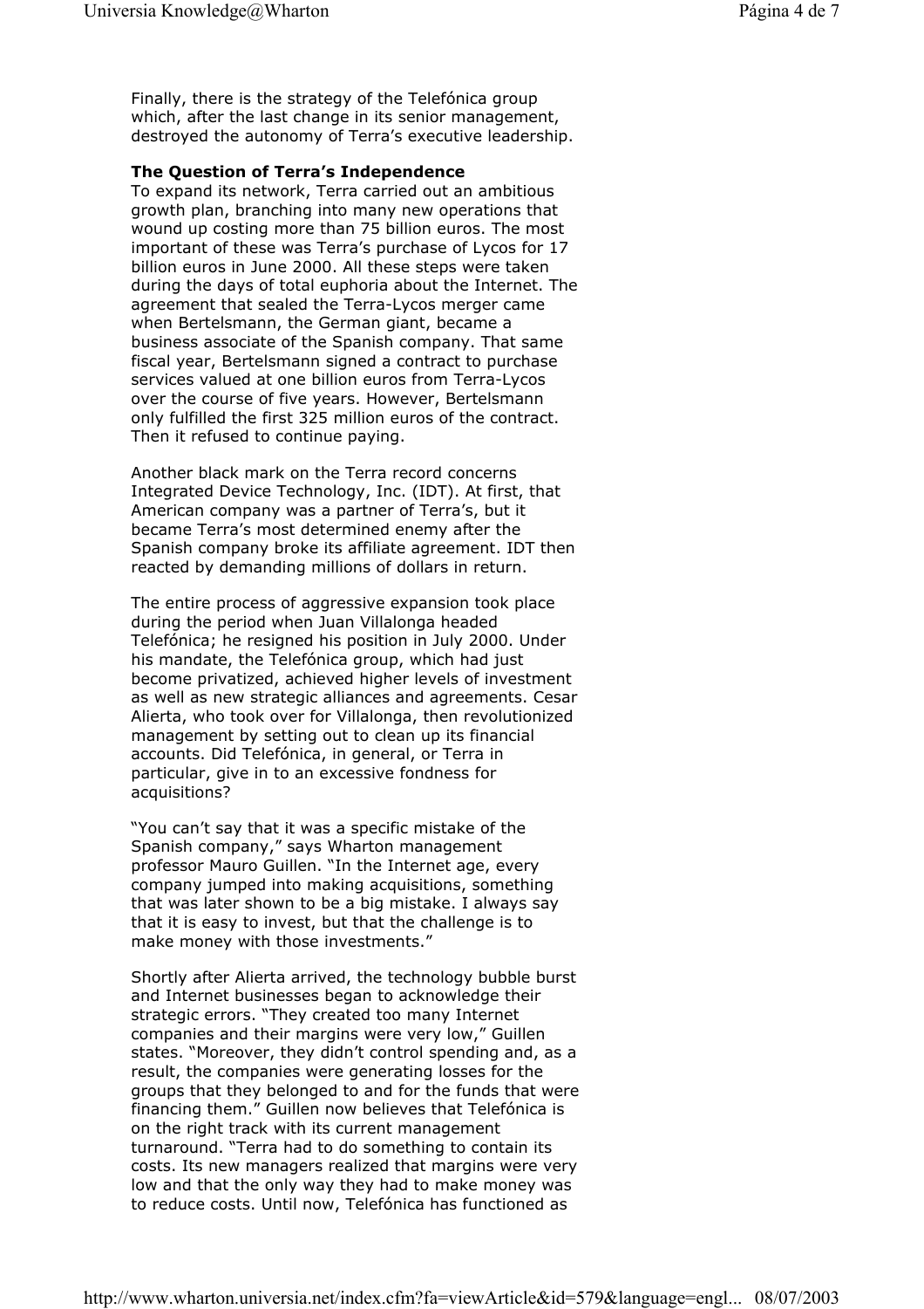Finally, there is the strategy of the Telefónica group which, after the last change in its senior management, destroyed the autonomy of Terra's executive leadership.

**The Question of Terra's Independence**

To expand its network, Terra carried out an ambitious growth plan, branching into many new operations that wound up costing more than 75 billion euros. The most important of these was Terra's purchase of Lycos for 17 billion euros in June 2000. All these steps were taken during the days of total euphoria about the Internet. The agreement that sealed the Terra-Lycos merger came when Bertelsmann, the German giant, became a business associate of the Spanish company. That same fiscal year, Bertelsmann signed a contract to purchase services valued at one billion euros from Terra-Lycos over the course of five years. However, Bertelsmann only fulfilled the first 325 million euros of the contract. Then it refused to continue paying.

Another black mark on the Terra record concerns Integrated Device Technology, Inc. (IDT). At first, that American company was a partner of Terra's, but it became Terra's most determined enemy after the Spanish company broke its affiliate agreement. IDT then reacted by demanding millions of dollars in return.

The entire process of aggressive expansion took place during the period when Juan Villalonga headed Telefónica; he resigned his position in July 2000. Under his mandate, the Telefónica group, which had just become privatized, achieved higher levels of investment as well as new strategic alliances and agreements. Cesar Alierta, who took over for Villalonga, then revolutionized management by setting out to clean up its financial accounts. Did Telefónica, in general, or Terra in particular, give in to an excessive fondness for acquisitions?

"You can't say that it was a specific mistake of the Spanish company," says Wharton management professor Mauro Guillen. "In the Internet age, every company jumped into making acquisitions, something that was later shown to be a big mistake. I always say that it is easy to invest, but that the challenge is to make money with those investments."

Shortly after Alierta arrived, the technology bubble burst and Internet businesses began to acknowledge their strategic errors. "They created too many Internet companies and their margins were very low," Guillen states. "Moreover, they didn't control spending and, as a result, the companies were generating losses for the groups that they belonged to and for the funds that were financing them." Guillen now believes that Telefónica is on the right track with its current management turnaround. "Terra had to do something to contain its costs. Its new managers realized that margins were very low and that the only way they had to make money was to reduce costs. Until now, Telefónica has functioned as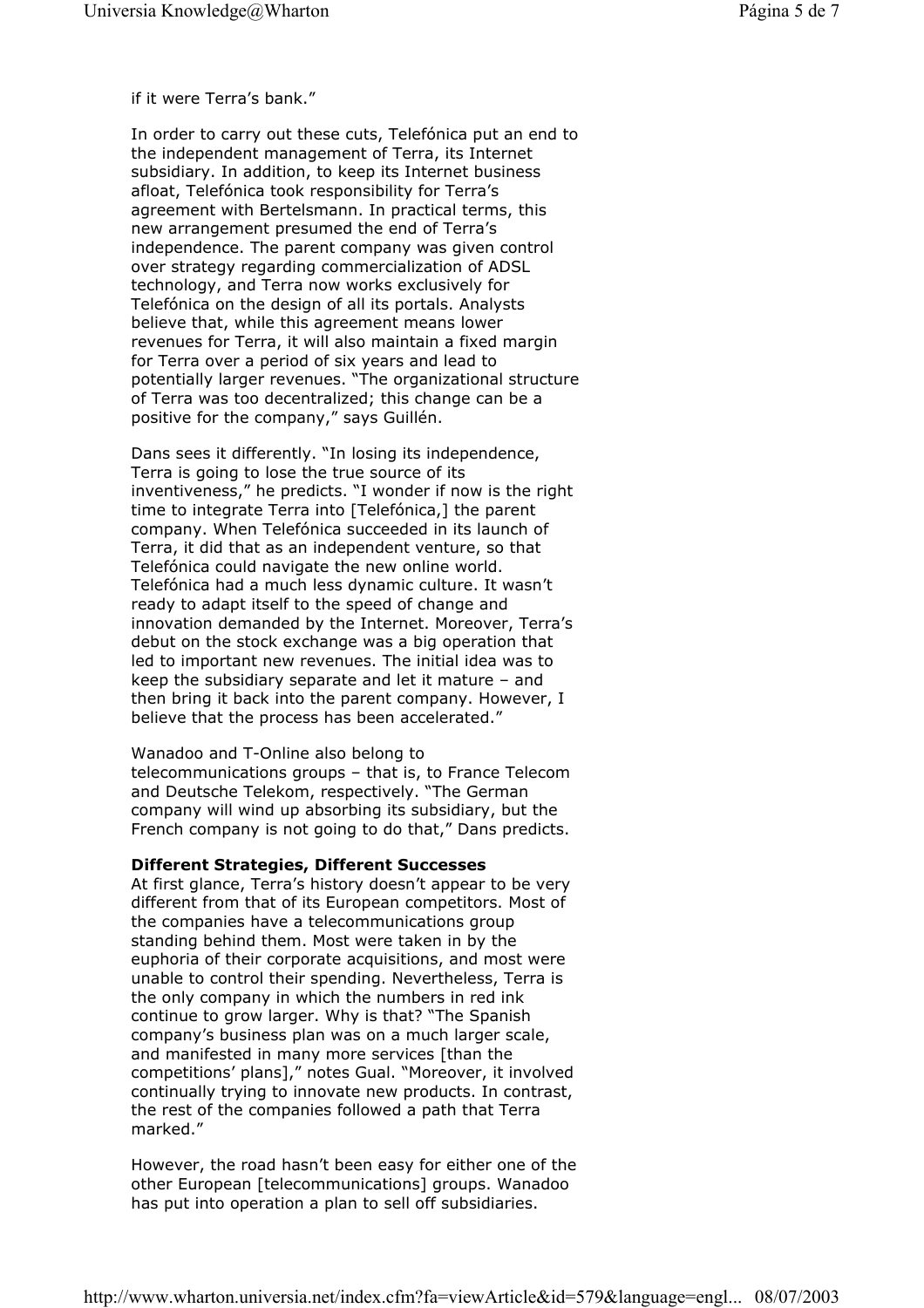if it were Terra's bank."

In order to carry out these cuts, Telefónica put an end to the independent management of Terra, its Internet subsidiary. In addition, to keep its Internet business afloat, Telefónica took responsibility for Terra's agreement with Bertelsmann. In practical terms, this new arrangement presumed the end of Terra's independence. The parent company was given control over strategy regarding commercialization of ADSL technology, and Terra now works exclusively for Telefónica on the design of all its portals. Analysts believe that, while this agreement means lower revenues for Terra, it will also maintain a fixed margin for Terra over a period of six years and lead to potentially larger revenues. "The organizational structure of Terra was too decentralized; this change can be a positive for the company," says Guillén.

Dans sees it differently. "In losing its independence, Terra is going to lose the true source of its inventiveness," he predicts. "I wonder if now is the right time to integrate Terra into [Telefónica,] the parent company. When Telefónica succeeded in its launch of Terra, it did that as an independent venture, so that Telefónica could navigate the new online world. Telefónica had a much less dynamic culture. It wasn't ready to adapt itself to the speed of change and innovation demanded by the Internet. Moreover, Terra's debut on the stock exchange was a big operation that led to important new revenues. The initial idea was to keep the subsidiary separate and let it mature – and then bring it back into the parent company. However, I believe that the process has been accelerated."

Wanadoo and T-Online also belong to telecommunications groups – that is, to France Telecom and Deutsche Telekom, respectively. "The German company will wind up absorbing its subsidiary, but the French company is not going to do that," Dans predicts.

**Different Strategies, Different Successes**

At first glance, Terra's history doesn't appear to be very different from that of its European competitors. Most of the companies have a telecommunications group standing behind them. Most were taken in by the euphoria of their corporate acquisitions, and most were unable to control their spending. Nevertheless, Terra is the only company in which the numbers in red ink continue to grow larger. Why is that? "The Spanish company's business plan was on a much larger scale, and manifested in many more services [than the competitions' plans]," notes Gual. "Moreover, it involved continually trying to innovate new products. In contrast, the rest of the companies followed a path that Terra marked."

However, the road hasn't been easy for either one of the other European [telecommunications] groups. Wanadoo has put into operation a plan to sell off subsidiaries.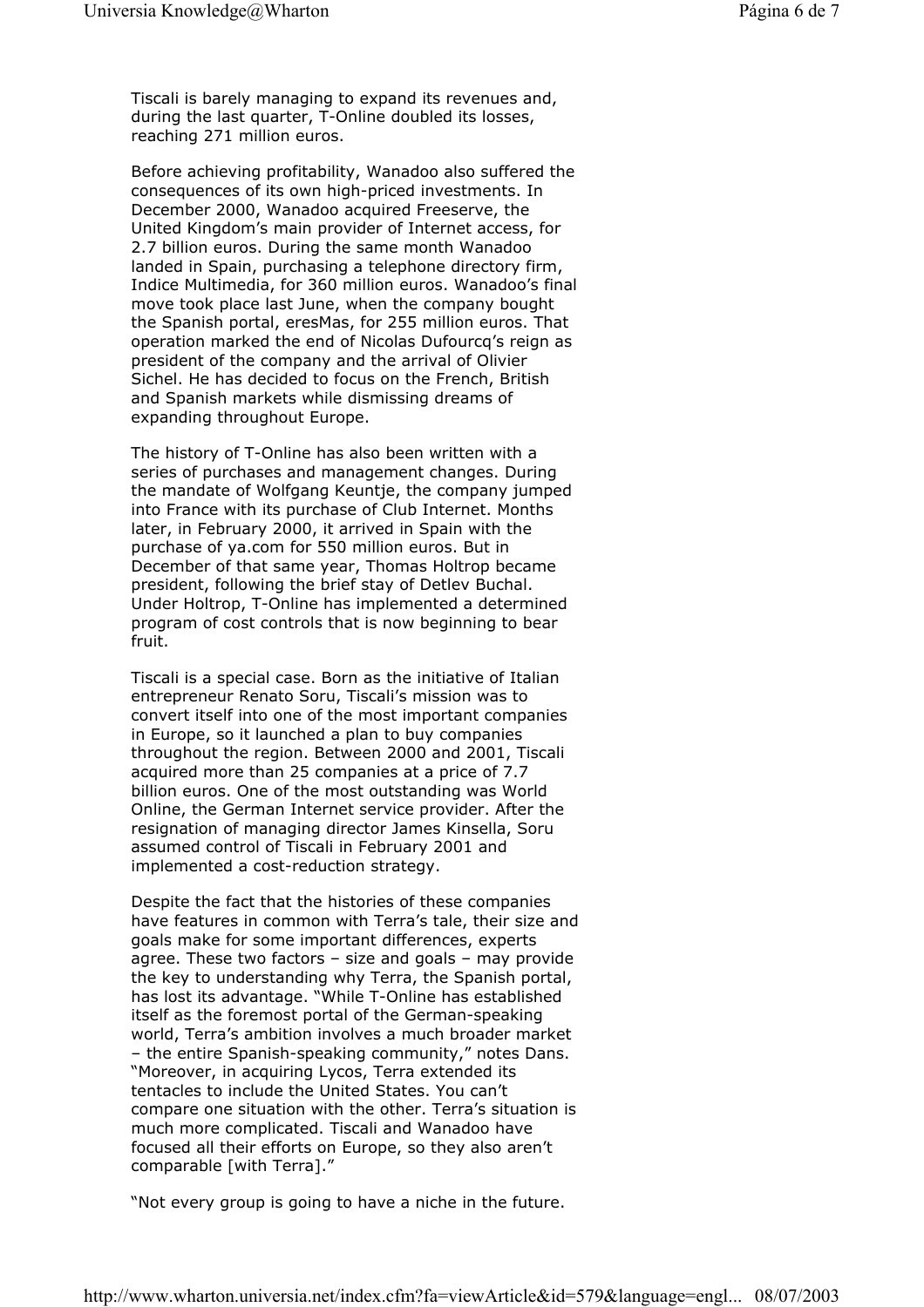Tiscali is barely managing to expand its revenues and, during the last quarter, T-Online doubled its losses, reaching 271 million euros.

Before achieving profitability, Wanadoo also suffered the consequences of its own high-priced investments. In December 2000, Wanadoo acquired Freeserve, the United Kingdom's main provider of Internet access, for 2.7 billion euros. During the same month Wanadoo landed in Spain, purchasing a telephone directory firm, Indice Multimedia, for 360 million euros. Wanadoo's final move took place last June, when the company bought the Spanish portal, eresMas, for 255 million euros. That operation marked the end of Nicolas Dufourcq's reign as president of the company and the arrival of Olivier Sichel. He has decided to focus on the French, British and Spanish markets while dismissing dreams of expanding throughout Europe.

The history of T-Online has also been written with a series of purchases and management changes. During the mandate of Wolfgang Keuntje, the company jumped into France with its purchase of Club Internet. Months later, in February 2000, it arrived in Spain with the purchase of ya.com for 550 million euros. But in December of that same year, Thomas Holtrop became president, following the brief stay of Detlev Buchal. Under Holtrop, T-Online has implemented a determined program of cost controls that is now beginning to bear fruit.

Tiscali is a special case. Born as the initiative of Italian entrepreneur Renato Soru, Tiscali's mission was to convert itself into one of the most important companies in Europe, so it launched a plan to buy companies throughout the region. Between 2000 and 2001, Tiscali acquired more than 25 companies at a price of 7.7 billion euros. One of the most outstanding was World Online, the German Internet service provider. After the resignation of managing director James Kinsella, Soru assumed control of Tiscali in February 2001 and implemented a cost-reduction strategy.

Despite the fact that the histories of these companies have features in common with Terra's tale, their size and goals make for some important differences, experts agree. These two factors – size and goals – may provide the key to understanding why Terra, the Spanish portal, has lost its advantage. "While T-Online has established itself as the foremost portal of the German-speaking world, Terra's ambition involves a much broader market – the entire Spanish-speaking community," notes Dans. "Moreover, in acquiring Lycos, Terra extended its tentacles to include the United States. You can't compare one situation with the other. Terra's situation is much more complicated. Tiscali and Wanadoo have focused all their efforts on Europe, so they also aren't comparable [with Terra]."

"Not every group is going to have a niche in the future.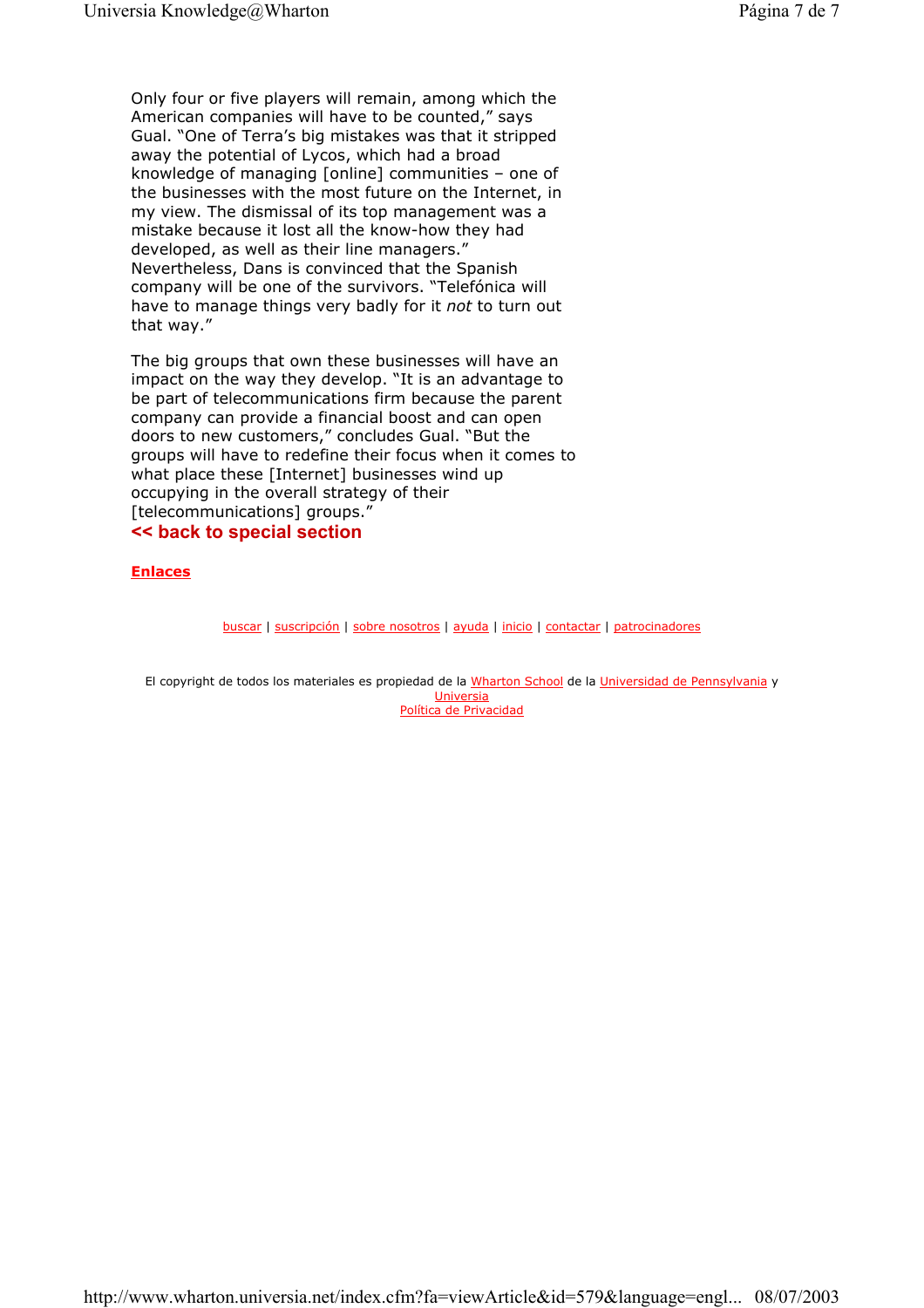Only four or five players will remain, among which the American companies will have to be counted," says Gual. "One of Terra's big mistakes was that it stripped away the potential of Lycos, which had a broad knowledge of managing [online] communities – one of the businesses with the most future on the Internet, in my view. The dismissal of its top management was a mistake because it lost all the know-how they had developed, as well as their line managers." Nevertheless, Dans is convinced that the Spanish company will be one of the survivors. "Telefónica will have to manage things very badly for it *not* to turn out that way."

The big groups that own these businesses will have an impact on the way they develop. "It is an advantage to be part of telecommunications firm because the parent company can provide a financial boost and can open doors to new customers," concludes Gual. "But the groups will have to redefine their focus when it comes to what place these [Internet] businesses wind up occupying in the overall strategy of their [telecommunications] groups."

**<< back to special section**

**Enlaces**

buscar | suscripción | sobre nosotros | ayuda | inicio | contactar | patrocinadores

El copyright de todos los materiales es propiedad de la Wharton School de la Universidad de Pennsylvania y Universia

Política de Privacidad